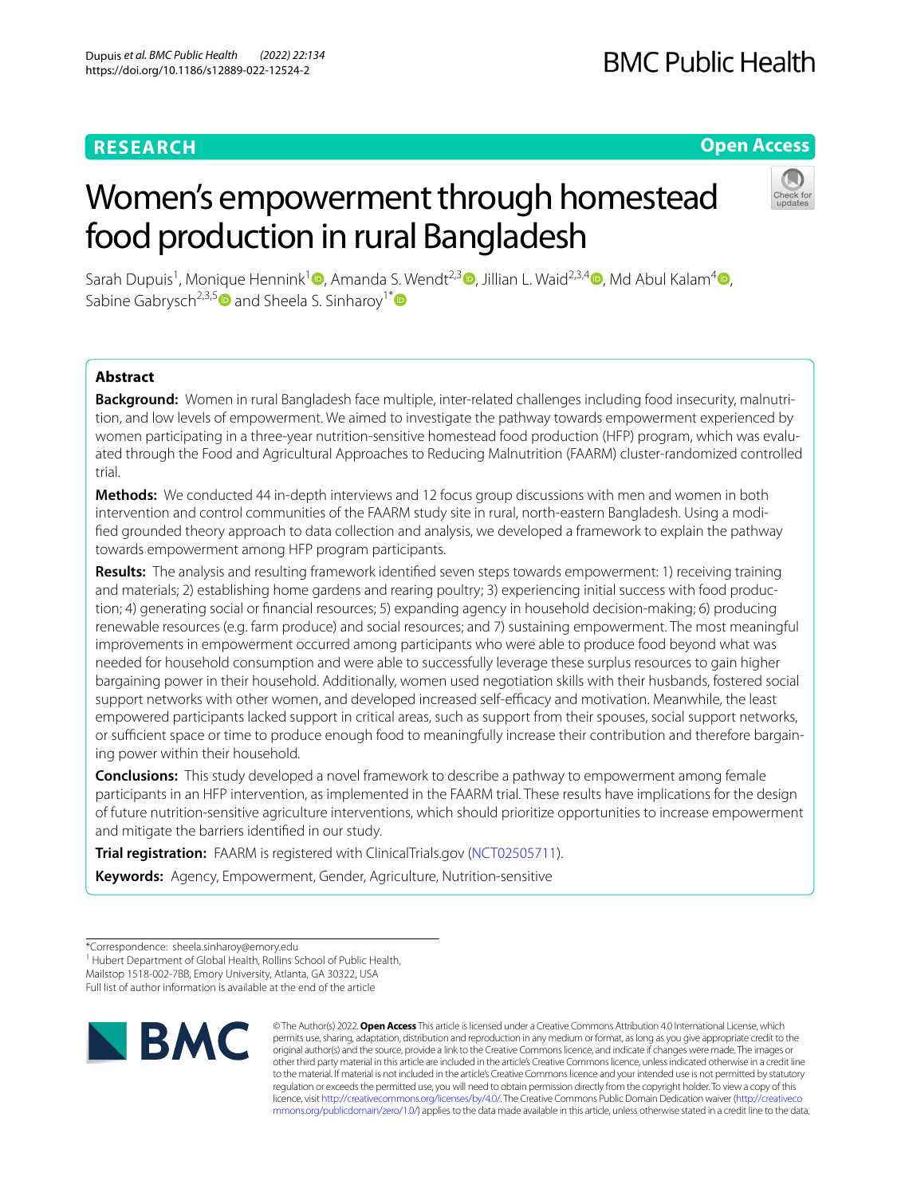**RESEARCH** **Open Access**

# Women's empowerment through homestead food production in rural Bangladesh

Sarah Dupuis[1], Monique Hennink[1], Amanda S. Wendt[2,3], Jillian L. Waid[2,3,4], Md Abul Kalam[4], Sabine Gabrysch[2,3,5] and Sheela S. Sinharoy[1*]

## Abstract

**Background:** Women in rural Bangladesh face multiple, inter-related challenges including food insecurity, malnutrition, and low levels of empowerment. We aimed to investigate the pathway towards empowerment experienced by women participating in a three-year nutrition-sensitive homestead food production (HFP) program, which was evaluated through the Food and Agricultural Approaches to Reducing Malnutrition (FAARM) cluster-randomized controlled trial.

**Methods:** We conducted 44 in-depth interviews and 12 focus group discussions with men and women in both intervention and control communities of the FAARM study site in rural, north-eastern Bangladesh. Using a modified grounded theory approach to data collection and analysis, we developed a framework to explain the pathway towards empowerment among HFP program participants.

**Results:** The analysis and resulting framework identified seven steps towards empowerment: 1) receiving training and materials; 2) establishing home gardens and rearing poultry; 3) experiencing initial success with food production; 4) generating social or financial resources; 5) expanding agency in household decision-making; 6) producing renewable resources (e.g. farm produce) and social resources; and 7) sustaining empowerment. The most meaningful improvements in empowerment occurred among participants who were able to produce food beyond what was needed for household consumption and were able to successfully leverage these surplus resources to gain higher bargaining power in their household. Additionally, women used negotiation skills with their husbands, fostered social support networks with other women, and developed increased self-efficacy and motivation. Meanwhile, the least empowered participants lacked support in critical areas, such as support from their spouses, social support networks, or sufficient space or time to produce enough food to meaningfully increase their contribution and therefore bargaining power within their household.

**Conclusions:** This study developed a novel framework to describe a pathway to empowerment among female participants in an HFP intervention, as implemented in the FAARM trial. These results have implications for the design of future nutrition-sensitive agriculture interventions, which should prioritize opportunities to increase empowerment and mitigate the barriers identified in our study.

**Trial registration:** FAARM is registered with ClinicalTrials.gov (NCT02505711).

**Keywords:** Agency, Empowerment, Gender, Agriculture, Nutrition-sensitive

---

*Correspondence: sheela.sinharoy@emory.edu

[1] Hubert Department of Global Health, Rollins School of Public Health, Mailstop 1518-002-7BB, Emory University, Atlanta, GA 30322, USA

Full list of author information is available at the end of the article

© The Author(s) 2022. **Open Access** This article is licensed under a Creative Commons Attribution 4.0 International License, which permits use, sharing, adaptation, distribution and reproduction in any medium or format, as long as you give appropriate credit to the original author(s) and the source, provide a link to the Creative Commons licence, and indicate if changes were made. The images or other third party material in this article are included in the article's Creative Commons licence, unless indicated otherwise in a credit line to the material. If material is not included in the article's Creative Commons licence and your intended use is not permitted by statutory regulation or exceeds the permitted use, you will need to obtain permission directly from the copyright holder. To view a copy of this licence, visit http://creativecommons.org/licenses/by/4.0/. The Creative Commons Public Domain Dedication waiver (http://creativecommons.org/publicdomain/zero/1.0/) applies to the data made available in this article, unless otherwise stated in a credit line to the data.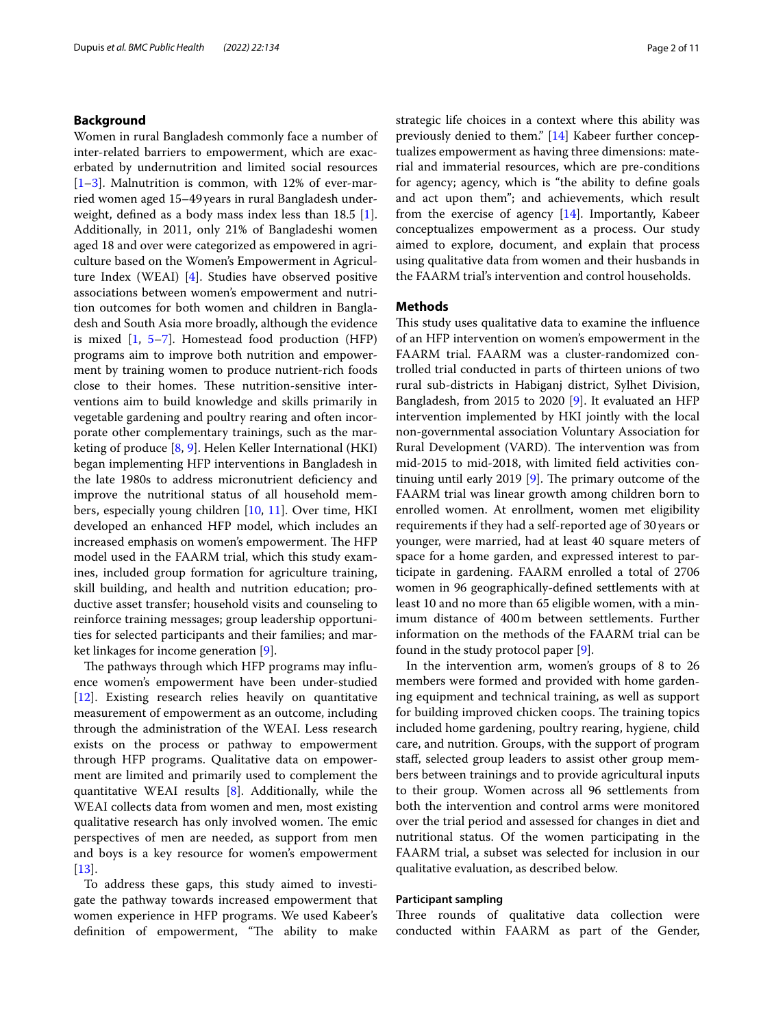## Background

Women in rural Bangladesh commonly face a number of inter-related barriers to empowerment, which are exacerbated by undernutrition and limited social resources [1–3]. Malnutrition is common, with 12% of ever-married women aged 15–49 years in rural Bangladesh underweight, defined as a body mass index less than 18.5 [1]. Additionally, in 2011, only 21% of Bangladeshi women aged 18 and over were categorized as empowered in agriculture based on the Women's Empowerment in Agriculture Index (WEAI) [4]. Studies have observed positive associations between women's empowerment and nutrition outcomes for both women and children in Bangladesh and South Asia more broadly, although the evidence is mixed [1, 5–7]. Homestead food production (HFP) programs aim to improve both nutrition and empowerment by training women to produce nutrient-rich foods close to their homes. These nutrition-sensitive interventions aim to build knowledge and skills primarily in vegetable gardening and poultry rearing and often incorporate other complementary trainings, such as the marketing of produce [8, 9]. Helen Keller International (HKI) began implementing HFP interventions in Bangladesh in the late 1980s to address micronutrient deficiency and improve the nutritional status of all household members, especially young children [10, 11]. Over time, HKI developed an enhanced HFP model, which includes an increased emphasis on women's empowerment. The HFP model used in the FAARM trial, which this study examines, included group formation for agriculture training, skill building, and health and nutrition education; productive asset transfer; household visits and counseling to reinforce training messages; group leadership opportunities for selected participants and their families; and market linkages for income generation [9].

The pathways through which HFP programs may influence women's empowerment have been under-studied [12]. Existing research relies heavily on quantitative measurement of empowerment as an outcome, including through the administration of the WEAI. Less research exists on the process or pathway to empowerment through HFP programs. Qualitative data on empowerment are limited and primarily used to complement the quantitative WEAI results [8]. Additionally, while the WEAI collects data from women and men, most existing qualitative research has only involved women. The emic perspectives of men are needed, as support from men and boys is a key resource for women's empowerment [13].

To address these gaps, this study aimed to investigate the pathway towards increased empowerment that women experience in HFP programs. We used Kabeer's definition of empowerment, "The ability to make strategic life choices in a context where this ability was previously denied to them." [14] Kabeer further conceptualizes empowerment as having three dimensions: material and immaterial resources, which are pre-conditions for agency; agency, which is "the ability to define goals and act upon them"; and achievements, which result from the exercise of agency [14]. Importantly, Kabeer conceptualizes empowerment as a process. Our study aimed to explore, document, and explain that process using qualitative data from women and their husbands in the FAARM trial's intervention and control households.

## Methods

This study uses qualitative data to examine the influence of an HFP intervention on women's empowerment in the FAARM trial. FAARM was a cluster-randomized controlled trial conducted in parts of thirteen unions of two rural sub-districts in Habiganj district, Sylhet Division, Bangladesh, from 2015 to 2020 [9]. It evaluated an HFP intervention implemented by HKI jointly with the local non-governmental association Voluntary Association for Rural Development (VARD). The intervention was from mid-2015 to mid-2018, with limited field activities continuing until early 2019 [9]. The primary outcome of the FAARM trial was linear growth among children born to enrolled women. At enrollment, women met eligibility requirements if they had a self-reported age of 30 years or younger, were married, had at least 40 square meters of space for a home garden, and expressed interest to participate in gardening. FAARM enrolled a total of 2706 women in 96 geographically-defined settlements with at least 10 and no more than 65 eligible women, with a minimum distance of 400 m between settlements. Further information on the methods of the FAARM trial can be found in the study protocol paper [9].

In the intervention arm, women's groups of 8 to 26 members were formed and provided with home gardening equipment and technical training, as well as support for building improved chicken coops. The training topics included home gardening, poultry rearing, hygiene, child care, and nutrition. Groups, with the support of program staff, selected group leaders to assist other group members between trainings and to provide agricultural inputs to their group. Women across all 96 settlements from both the intervention and control arms were monitored over the trial period and assessed for changes in diet and nutritional status. Of the women participating in the FAARM trial, a subset was selected for inclusion in our qualitative evaluation, as described below.

### Participant sampling

Three rounds of qualitative data collection were conducted within FAARM as part of the Gender,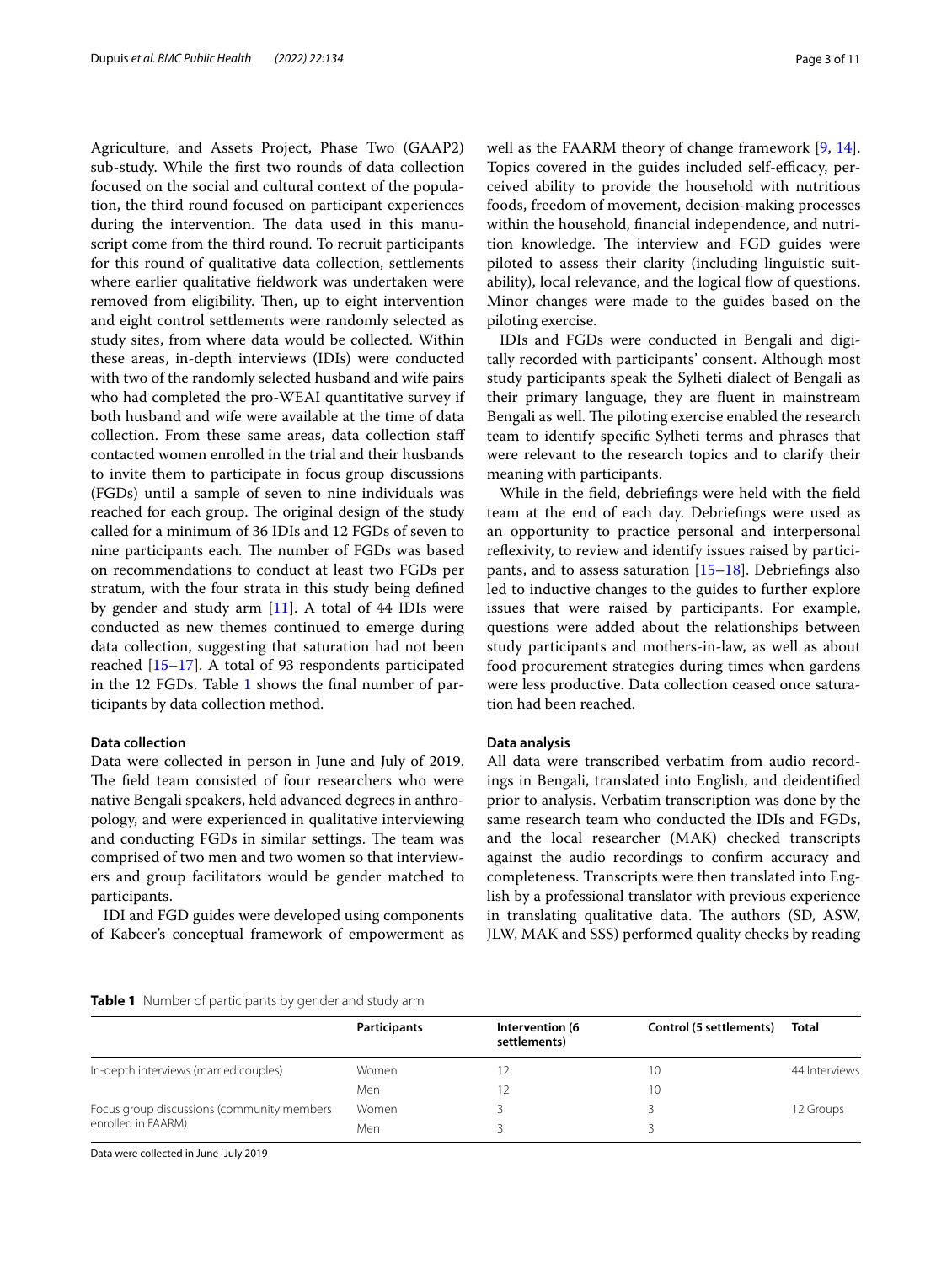Agriculture, and Assets Project, Phase Two (GAAP2) sub-study. While the first two rounds of data collection focused on the social and cultural context of the population, the third round focused on participant experiences during the intervention. The data used in this manuscript come from the third round. To recruit participants for this round of qualitative data collection, settlements where earlier qualitative fieldwork was undertaken were removed from eligibility. Then, up to eight intervention and eight control settlements were randomly selected as study sites, from where data would be collected. Within these areas, in-depth interviews (IDIs) were conducted with two of the randomly selected husband and wife pairs who had completed the pro-WEAI quantitative survey if both husband and wife were available at the time of data collection. From these same areas, data collection staff contacted women enrolled in the trial and their husbands to invite them to participate in focus group discussions (FGDs) until a sample of seven to nine individuals was reached for each group. The original design of the study called for a minimum of 36 IDIs and 12 FGDs of seven to nine participants each. The number of FGDs was based on recommendations to conduct at least two FGDs per stratum, with the four strata in this study being defined by gender and study arm [11]. A total of 44 IDIs were conducted as new themes continued to emerge during data collection, suggesting that saturation had not been reached [15–17]. A total of 93 respondents participated in the 12 FGDs. Table 1 shows the final number of participants by data collection method.

#### Data collection

Data were collected in person in June and July of 2019. The field team consisted of four researchers who were native Bengali speakers, held advanced degrees in anthropology, and were experienced in qualitative interviewing and conducting FGDs in similar settings. The team was comprised of two men and two women so that interviewers and group facilitators would be gender matched to participants.

IDI and FGD guides were developed using components of Kabeer's conceptual framework of empowerment as well as the FAARM theory of change framework [9, 14]. Topics covered in the guides included self-efficacy, perceived ability to provide the household with nutritious foods, freedom of movement, decision-making processes within the household, financial independence, and nutrition knowledge. The interview and FGD guides were piloted to assess their clarity (including linguistic suitability), local relevance, and the logical flow of questions. Minor changes were made to the guides based on the piloting exercise.

IDIs and FGDs were conducted in Bengali and digitally recorded with participants' consent. Although most study participants speak the Sylheti dialect of Bengali as their primary language, they are fluent in mainstream Bengali as well. The piloting exercise enabled the research team to identify specific Sylheti terms and phrases that were relevant to the research topics and to clarify their meaning with participants.

While in the field, debriefings were held with the field team at the end of each day. Debriefings were used as an opportunity to practice personal and interpersonal reflexivity, to review and identify issues raised by participants, and to assess saturation [15–18]. Debriefings also led to inductive changes to the guides to further explore issues that were raised by participants. For example, questions were added about the relationships between study participants and mothers-in-law, as well as about food procurement strategies during times when gardens were less productive. Data collection ceased once saturation had been reached.

#### Data analysis

All data were transcribed verbatim from audio recordings in Bengali, translated into English, and deidentified prior to analysis. Verbatim transcription was done by the same research team who conducted the IDIs and FGDs, and the local researcher (MAK) checked transcripts against the audio recordings to confirm accuracy and completeness. Transcripts were then translated into English by a professional translator with previous experience in translating qualitative data. The authors (SD, ASW, JLW, MAK and SSS) performed quality checks by reading

**Table 1** Number of participants by gender and study arm

| | Participants | Intervention (6 settlements) | Control (5 settlements) | Total |
|---|---|---|---|---|
| In-depth interviews (married couples) | Women | 12 | 10 | 44 Interviews |
| | Men | 12 | 10 | |
| Focus group discussions (community members enrolled in FAARM) | Women | 3 | 3 | 12 Groups |
| | Men | 3 | 3 | |

Data were collected in June–July 2019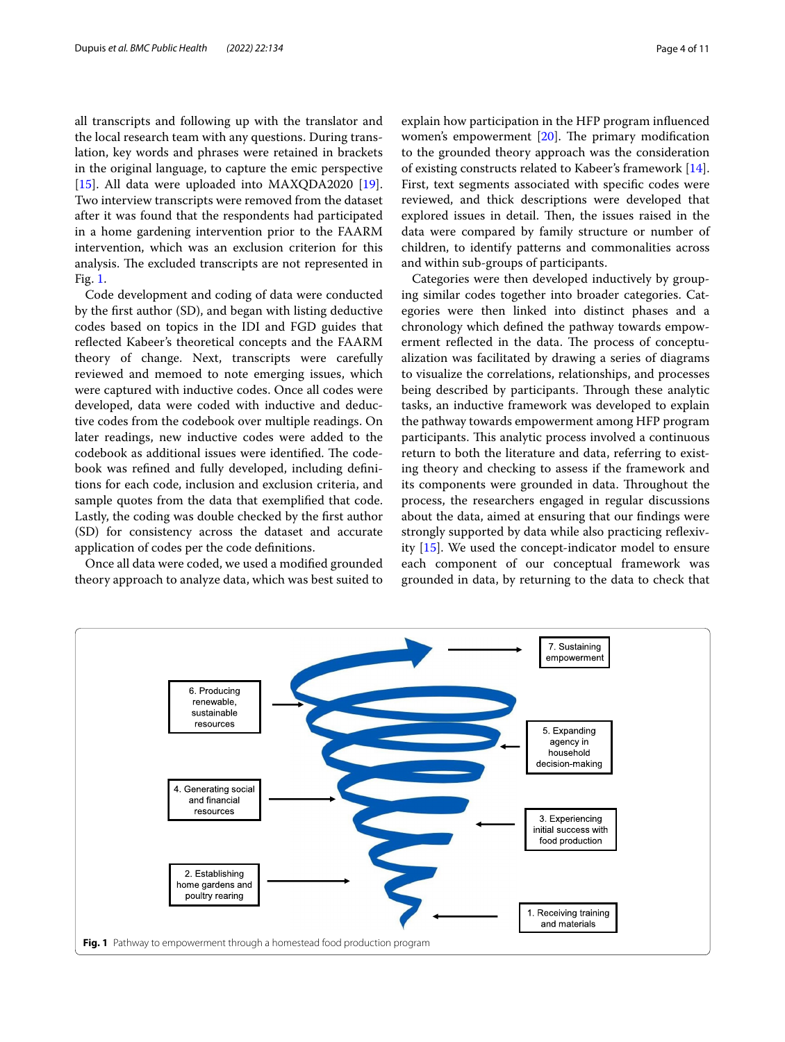all transcripts and following up with the translator and the local research team with any questions. During translation, key words and phrases were retained in brackets in the original language, to capture the emic perspective [15]. All data were uploaded into MAXQDA2020 [19]. Two interview transcripts were removed from the dataset after it was found that the respondents had participated in a home gardening intervention prior to the FAARM intervention, which was an exclusion criterion for this analysis. The excluded transcripts are not represented in Fig. 1.

Code development and coding of data were conducted by the first author (SD), and began with listing deductive codes based on topics in the IDI and FGD guides that reflected Kabeer's theoretical concepts and the FAARM theory of change. Next, transcripts were carefully reviewed and memoed to note emerging issues, which were captured with inductive codes. Once all codes were developed, data were coded with inductive and deductive codes from the codebook over multiple readings. On later readings, new inductive codes were added to the codebook as additional issues were identified. The codebook was refined and fully developed, including definitions for each code, inclusion and exclusion criteria, and sample quotes from the data that exemplified that code. Lastly, the coding was double checked by the first author (SD) for consistency across the dataset and accurate application of codes per the code definitions.

Once all data were coded, we used a modified grounded theory approach to analyze data, which was best suited to explain how participation in the HFP program influenced women's empowerment [20]. The primary modification to the grounded theory approach was the consideration of existing constructs related to Kabeer's framework [14]. First, text segments associated with specific codes were reviewed, and thick descriptions were developed that explored issues in detail. Then, the issues raised in the data were compared by family structure or number of children, to identify patterns and commonalities across and within sub-groups of participants.

Categories were then developed inductively by grouping similar codes together into broader categories. Categories were then linked into distinct phases and a chronology which defined the pathway towards empowerment reflected in the data. The process of conceptualization was facilitated by drawing a series of diagrams to visualize the correlations, relationships, and processes being described by participants. Through these analytic tasks, an inductive framework was developed to explain the pathway towards empowerment among HFP program participants. This analytic process involved a continuous return to both the literature and data, referring to existing theory and checking to assess if the framework and its components were grounded in data. Throughout the process, the researchers engaged in regular discussions about the data, aimed at ensuring that our findings were strongly supported by data while also practicing reflexivity [15]. We used the concept-indicator model to ensure each component of our conceptual framework was grounded in data, by returning to the data to check that

1. Receiving training and materials
2. Establishing home gardens and poultry rearing
3. Experiencing initial success with food production
4. Generating social and financial resources
5. Expanding agency in household decision-making
6. Producing renewable, sustainable resources
7. Sustaining empowerment

**Fig. 1** Pathway to empowerment through a homestead food production program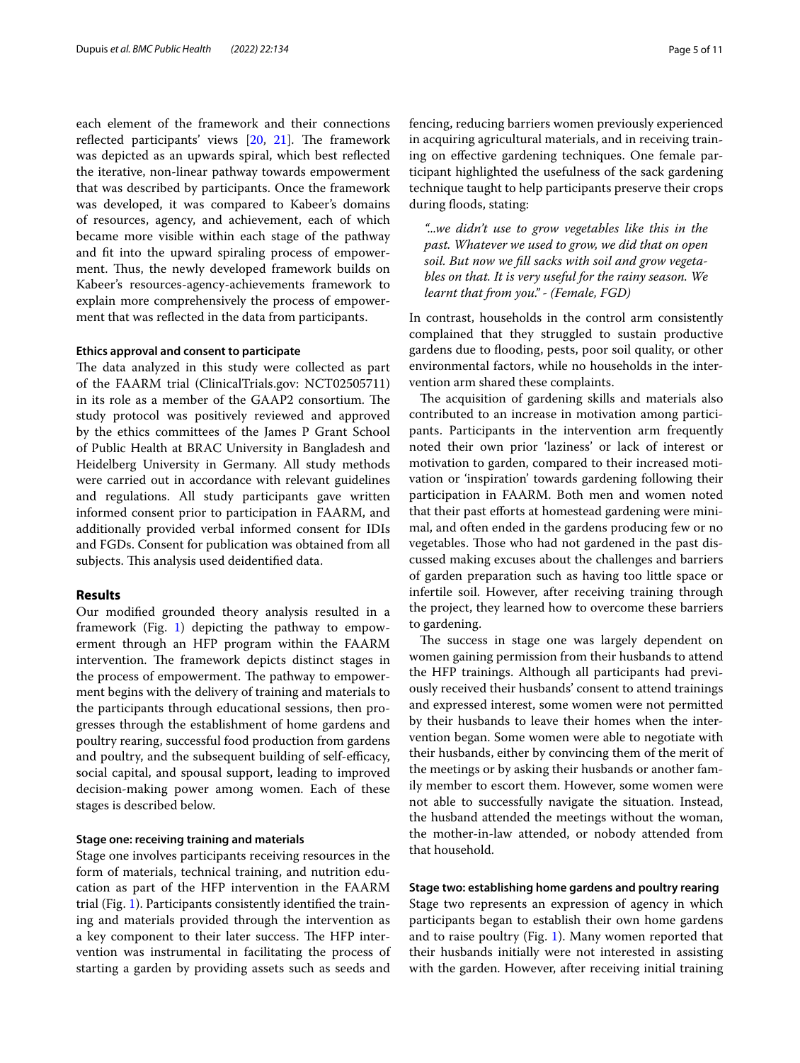each element of the framework and their connections reflected participants' views [20, 21]. The framework was depicted as an upwards spiral, which best reflected the iterative, non-linear pathway towards empowerment that was described by participants. Once the framework was developed, it was compared to Kabeer's domains of resources, agency, and achievement, each of which became more visible within each stage of the pathway and fit into the upward spiraling process of empowerment. Thus, the newly developed framework builds on Kabeer's resources-agency-achievements framework to explain more comprehensively the process of empowerment that was reflected in the data from participants.

#### Ethics approval and consent to participate

The data analyzed in this study were collected as part of the FAARM trial (ClinicalTrials.gov: NCT02505711) in its role as a member of the GAAP2 consortium. The study protocol was positively reviewed and approved by the ethics committees of the James P Grant School of Public Health at BRAC University in Bangladesh and Heidelberg University in Germany. All study methods were carried out in accordance with relevant guidelines and regulations. All study participants gave written informed consent prior to participation in FAARM, and additionally provided verbal informed consent for IDIs and FGDs. Consent for publication was obtained from all subjects. This analysis used deidentified data.

## Results

Our modified grounded theory analysis resulted in a framework (Fig. 1) depicting the pathway to empowerment through an HFP program within the FAARM intervention. The framework depicts distinct stages in the process of empowerment. The pathway to empowerment begins with the delivery of training and materials to the participants through educational sessions, then progresses through the establishment of home gardens and poultry rearing, successful food production from gardens and poultry, and the subsequent building of self-efficacy, social capital, and spousal support, leading to improved decision-making power among women. Each of these stages is described below.

#### Stage one: receiving training and materials

Stage one involves participants receiving resources in the form of materials, technical training, and nutrition education as part of the HFP intervention in the FAARM trial (Fig. 1). Participants consistently identified the training and materials provided through the intervention as a key component to their later success. The HFP intervention was instrumental in facilitating the process of starting a garden by providing assets such as seeds and fencing, reducing barriers women previously experienced in acquiring agricultural materials, and in receiving training on effective gardening techniques. One female participant highlighted the usefulness of the sack gardening technique taught to help participants preserve their crops during floods, stating:

> *"...we didn't use to grow vegetables like this in the past. Whatever we used to grow, we did that on open soil. But now we fill sacks with soil and grow vegetables on that. It is very useful for the rainy season. We learnt that from you." - (Female, FGD)*

In contrast, households in the control arm consistently complained that they struggled to sustain productive gardens due to flooding, pests, poor soil quality, or other environmental factors, while no households in the intervention arm shared these complaints.

The acquisition of gardening skills and materials also contributed to an increase in motivation among participants. Participants in the intervention arm frequently noted their own prior 'laziness' or lack of interest or motivation to garden, compared to their increased motivation or 'inspiration' towards gardening following their participation in FAARM. Both men and women noted that their past efforts at homestead gardening were minimal, and often ended in the gardens producing few or no vegetables. Those who had not gardened in the past discussed making excuses about the challenges and barriers of garden preparation such as having too little space or infertile soil. However, after receiving training through the project, they learned how to overcome these barriers to gardening.

The success in stage one was largely dependent on women gaining permission from their husbands to attend the HFP trainings. Although all participants had previously received their husbands' consent to attend trainings and expressed interest, some women were not permitted by their husbands to leave their homes when the intervention began. Some women were able to negotiate with their husbands, either by convincing them of the merit of the meetings or by asking their husbands or another family member to escort them. However, some women were not able to successfully navigate the situation. Instead, the husband attended the meetings without the woman, the mother-in-law attended, or nobody attended from that household.

#### Stage two: establishing home gardens and poultry rearing

Stage two represents an expression of agency in which participants began to establish their own home gardens and to raise poultry (Fig. 1). Many women reported that their husbands initially were not interested in assisting with the garden. However, after receiving initial training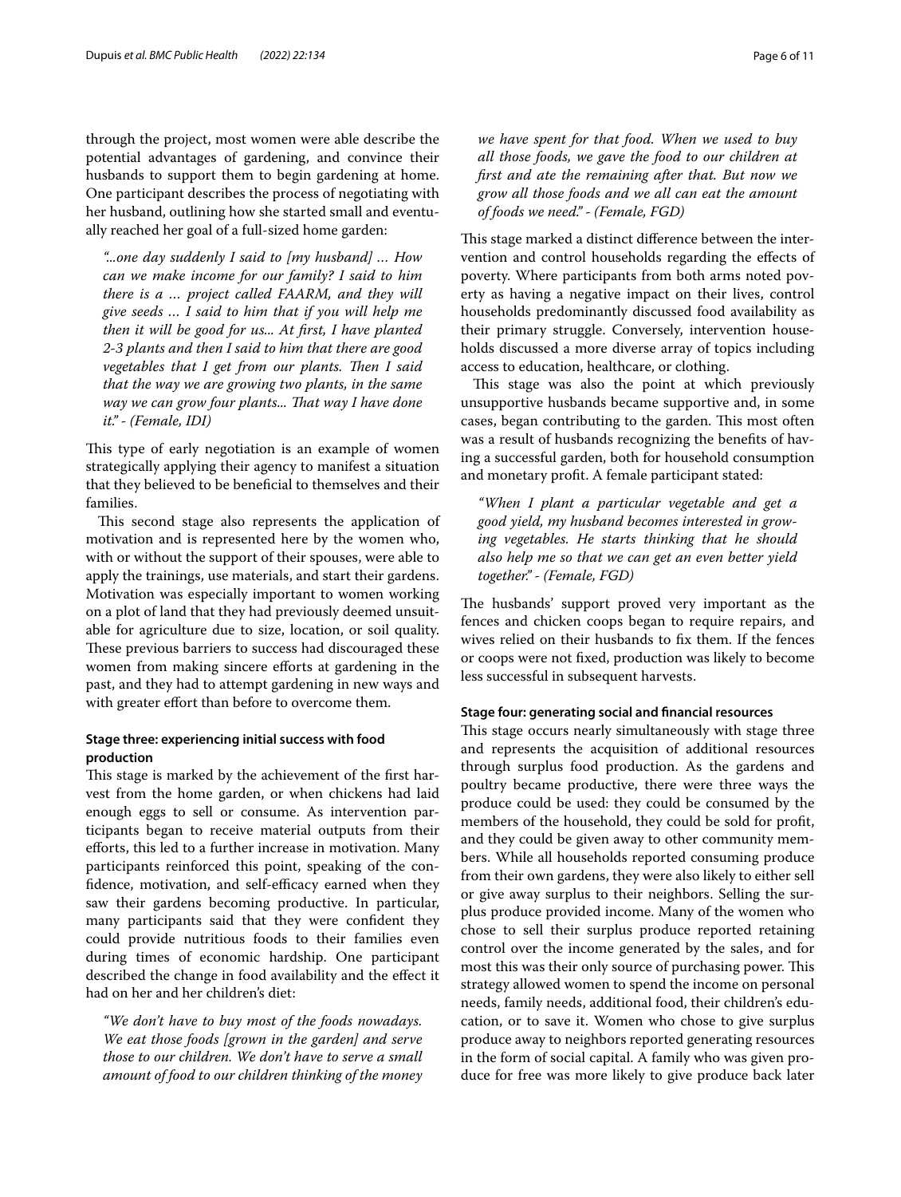through the project, most women were able describe the potential advantages of gardening, and convince their husbands to support them to begin gardening at home. One participant describes the process of negotiating with her husband, outlining how she started small and eventually reached her goal of a full-sized home garden:

> *"...one day suddenly I said to [my husband] … How can we make income for our family? I said to him there is a … project called FAARM, and they will give seeds … I said to him that if you will help me then it will be good for us... At first, I have planted 2-3 plants and then I said to him that there are good vegetables that I get from our plants. Then I said that the way we are growing two plants, in the same way we can grow four plants... That way I have done it." - (Female, IDI)*

This type of early negotiation is an example of women strategically applying their agency to manifest a situation that they believed to be beneficial to themselves and their families.

This second stage also represents the application of motivation and is represented here by the women who, with or without the support of their spouses, were able to apply the trainings, use materials, and start their gardens. Motivation was especially important to women working on a plot of land that they had previously deemed unsuitable for agriculture due to size, location, or soil quality. These previous barriers to success had discouraged these women from making sincere efforts at gardening in the past, and they had to attempt gardening in new ways and with greater effort than before to overcome them.

#### Stage three: experiencing initial success with food production

This stage is marked by the achievement of the first harvest from the home garden, or when chickens had laid enough eggs to sell or consume. As intervention participants began to receive material outputs from their efforts, this led to a further increase in motivation. Many participants reinforced this point, speaking of the confidence, motivation, and self-efficacy earned when they saw their gardens becoming productive. In particular, many participants said that they were confident they could provide nutritious foods to their families even during times of economic hardship. One participant described the change in food availability and the effect it had on her and her children's diet:

> *"We don't have to buy most of the foods nowadays. We eat those foods [grown in the garden] and serve those to our children. We don't have to serve a small amount of food to our children thinking of the money we have spent for that food. When we used to buy all those foods, we gave the food to our children at first and ate the remaining after that. But now we grow all those foods and we all can eat the amount of foods we need." - (Female, FGD)*

This stage marked a distinct difference between the intervention and control households regarding the effects of poverty. Where participants from both arms noted poverty as having a negative impact on their lives, control households predominantly discussed food availability as their primary struggle. Conversely, intervention households discussed a more diverse array of topics including access to education, healthcare, or clothing.

This stage was also the point at which previously unsupportive husbands became supportive and, in some cases, began contributing to the garden. This most often was a result of husbands recognizing the benefits of having a successful garden, both for household consumption and monetary profit. A female participant stated:

> *"When I plant a particular vegetable and get a good yield, my husband becomes interested in growing vegetables. He starts thinking that he should also help me so that we can get an even better yield together." - (Female, FGD)*

The husbands' support proved very important as the fences and chicken coops began to require repairs, and wives relied on their husbands to fix them. If the fences or coops were not fixed, production was likely to become less successful in subsequent harvests.

#### Stage four: generating social and financial resources

This stage occurs nearly simultaneously with stage three and represents the acquisition of additional resources through surplus food production. As the gardens and poultry became productive, there were three ways the produce could be used: they could be consumed by the members of the household, they could be sold for profit, and they could be given away to other community members. While all households reported consuming produce from their own gardens, they were also likely to either sell or give away surplus to their neighbors. Selling the surplus produce provided income. Many of the women who chose to sell their surplus produce reported retaining control over the income generated by the sales, and for most this was their only source of purchasing power. This strategy allowed women to spend the income on personal needs, family needs, additional food, their children's education, or to save it. Women who chose to give surplus produce away to neighbors reported generating resources in the form of social capital. A family who was given produce for free was more likely to give produce back later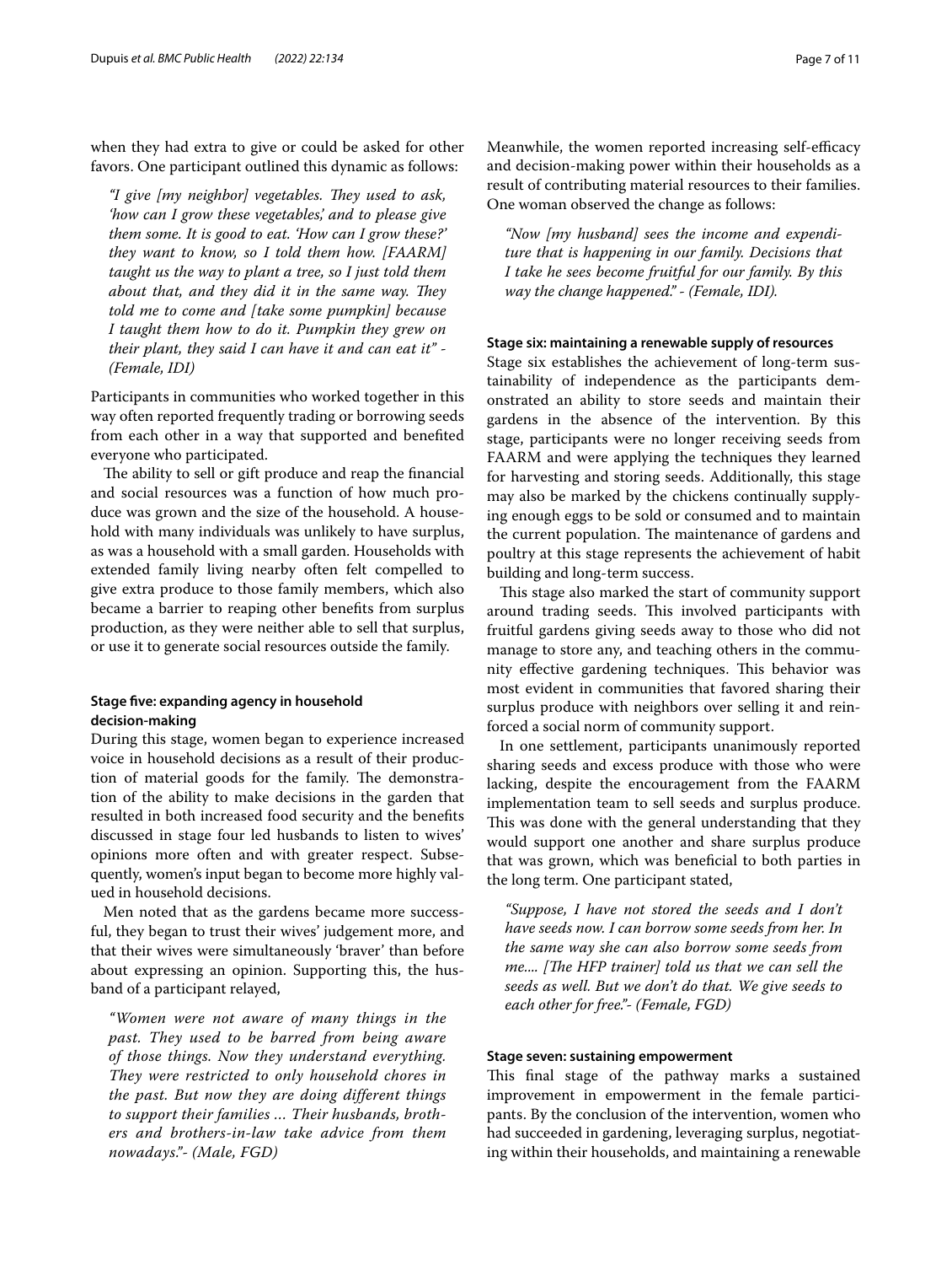when they had extra to give or could be asked for other favors. One participant outlined this dynamic as follows:

> *"I give [my neighbor] vegetables. They used to ask, 'how can I grow these vegetables,' and to please give them some. It is good to eat. 'How can I grow these?' they want to know, so I told them how. [FAARM] taught us the way to plant a tree, so I just told them about that, and they did it in the same way. They told me to come and [take some pumpkin] because I taught them how to do it. Pumpkin they grew on their plant, they said I can have it and can eat it" - (Female, IDI)*

Participants in communities who worked together in this way often reported frequently trading or borrowing seeds from each other in a way that supported and benefited everyone who participated.

The ability to sell or gift produce and reap the financial and social resources was a function of how much produce was grown and the size of the household. A household with many individuals was unlikely to have surplus, as was a household with a small garden. Households with extended family living nearby often felt compelled to give extra produce to those family members, which also became a barrier to reaping other benefits from surplus production, as they were neither able to sell that surplus, or use it to generate social resources outside the family.

### Stage five: expanding agency in household decision-making

During this stage, women began to experience increased voice in household decisions as a result of their production of material goods for the family. The demonstration of the ability to make decisions in the garden that resulted in both increased food security and the benefits discussed in stage four led husbands to listen to wives' opinions more often and with greater respect. Subsequently, women's input began to become more highly valued in household decisions.

Men noted that as the gardens became more successful, they began to trust their wives' judgement more, and that their wives were simultaneously 'braver' than before about expressing an opinion. Supporting this, the husband of a participant relayed,

> *"Women were not aware of many things in the past. They used to be barred from being aware of those things. Now they understand everything. They were restricted to only household chores in the past. But now they are doing different things to support their families ... Their husbands, brothers and brothers-in-law take advice from them nowadays."- (Male, FGD)*

Meanwhile, the women reported increasing self-efficacy and decision-making power within their households as a result of contributing material resources to their families. One woman observed the change as follows:

> *"Now [my husband] sees the income and expenditure that is happening in our family. Decisions that I take he sees become fruitful for our family. By this way the change happened." - (Female, IDI).*

### Stage six: maintaining a renewable supply of resources

Stage six establishes the achievement of long-term sustainability of independence as the participants demonstrated an ability to store seeds and maintain their gardens in the absence of the intervention. By this stage, participants were no longer receiving seeds from FAARM and were applying the techniques they learned for harvesting and storing seeds. Additionally, this stage may also be marked by the chickens continually supplying enough eggs to be sold or consumed and to maintain the current population. The maintenance of gardens and poultry at this stage represents the achievement of habit building and long-term success.

This stage also marked the start of community support around trading seeds. This involved participants with fruitful gardens giving seeds away to those who did not manage to store any, and teaching others in the community effective gardening techniques. This behavior was most evident in communities that favored sharing their surplus produce with neighbors over selling it and reinforced a social norm of community support.

In one settlement, participants unanimously reported sharing seeds and excess produce with those who were lacking, despite the encouragement from the FAARM implementation team to sell seeds and surplus produce. This was done with the general understanding that they would support one another and share surplus produce that was grown, which was beneficial to both parties in the long term. One participant stated,

> *"Suppose, I have not stored the seeds and I don't have seeds now. I can borrow some seeds from her. In the same way she can also borrow some seeds from me.... [The HFP trainer] told us that we can sell the seeds as well. But we don't do that. We give seeds to each other for free."- (Female, FGD)*

### Stage seven: sustaining empowerment

This final stage of the pathway marks a sustained improvement in empowerment in the female participants. By the conclusion of the intervention, women who had succeeded in gardening, leveraging surplus, negotiating within their households, and maintaining a renewable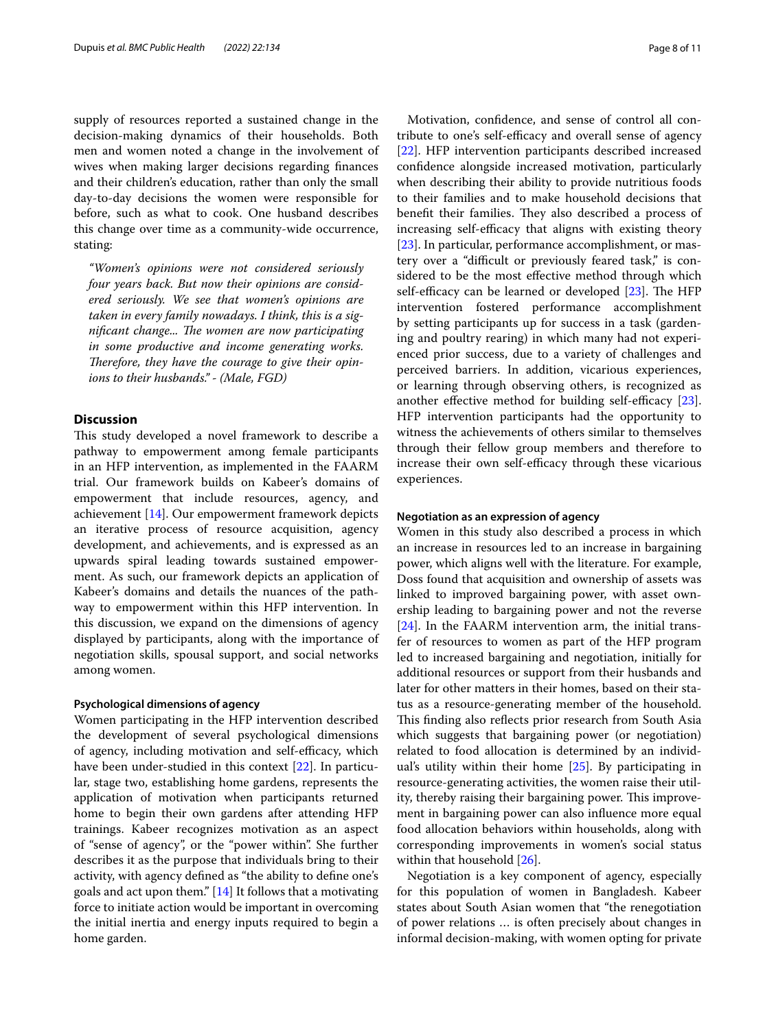supply of resources reported a sustained change in the decision-making dynamics of their households. Both men and women noted a change in the involvement of wives when making larger decisions regarding finances and their children's education, rather than only the small day-to-day decisions the women were responsible for before, such as what to cook. One husband describes this change over time as a community-wide occurrence, stating:

> *"Women's opinions were not considered seriously four years back. But now their opinions are considered seriously. We see that women's opinions are taken in every family nowadays. I think, this is a significant change... The women are now participating in some productive and income generating works. Therefore, they have the courage to give their opinions to their husbands." - (Male, FGD)*

## Discussion

This study developed a novel framework to describe a pathway to empowerment among female participants in an HFP intervention, as implemented in the FAARM trial. Our framework builds on Kabeer's domains of empowerment that include resources, agency, and achievement [14]. Our empowerment framework depicts an iterative process of resource acquisition, agency development, and achievements, and is expressed as an upwards spiral leading towards sustained empowerment. As such, our framework depicts an application of Kabeer's domains and details the nuances of the pathway to empowerment within this HFP intervention. In this discussion, we expand on the dimensions of agency displayed by participants, along with the importance of negotiation skills, spousal support, and social networks among women.

### Psychological dimensions of agency

Women participating in the HFP intervention described the development of several psychological dimensions of agency, including motivation and self-efficacy, which have been under-studied in this context [22]. In particular, stage two, establishing home gardens, represents the application of motivation when participants returned home to begin their own gardens after attending HFP trainings. Kabeer recognizes motivation as an aspect of "sense of agency", or the "power within". She further describes it as the purpose that individuals bring to their activity, with agency defined as "the ability to define one's goals and act upon them." [14] It follows that a motivating force to initiate action would be important in overcoming the initial inertia and energy inputs required to begin a home garden.

Motivation, confidence, and sense of control all contribute to one's self-efficacy and overall sense of agency [22]. HFP intervention participants described increased confidence alongside increased motivation, particularly when describing their ability to provide nutritious foods to their families and to make household decisions that benefit their families. They also described a process of increasing self-efficacy that aligns with existing theory [23]. In particular, performance accomplishment, or mastery over a "difficult or previously feared task," is considered to be the most effective method through which self-efficacy can be learned or developed [23]. The HFP intervention fostered performance accomplishment by setting participants up for success in a task (gardening and poultry rearing) in which many had not experienced prior success, due to a variety of challenges and perceived barriers. In addition, vicarious experiences, or learning through observing others, is recognized as another effective method for building self-efficacy [23]. HFP intervention participants had the opportunity to witness the achievements of others similar to themselves through their fellow group members and therefore to increase their own self-efficacy through these vicarious experiences.

### Negotiation as an expression of agency

Women in this study also described a process in which an increase in resources led to an increase in bargaining power, which aligns well with the literature. For example, Doss found that acquisition and ownership of assets was linked to improved bargaining power, with asset ownership leading to bargaining power and not the reverse [24]. In the FAARM intervention arm, the initial transfer of resources to women as part of the HFP program led to increased bargaining and negotiation, initially for additional resources or support from their husbands and later for other matters in their homes, based on their status as a resource-generating member of the household. This finding also reflects prior research from South Asia which suggests that bargaining power (or negotiation) related to food allocation is determined by an individual's utility within their home [25]. By participating in resource-generating activities, the women raise their utility, thereby raising their bargaining power. This improvement in bargaining power can also influence more equal food allocation behaviors within households, along with corresponding improvements in women's social status within that household [26].

Negotiation is a key component of agency, especially for this population of women in Bangladesh. Kabeer states about South Asian women that "the renegotiation of power relations … is often precisely about changes in informal decision-making, with women opting for private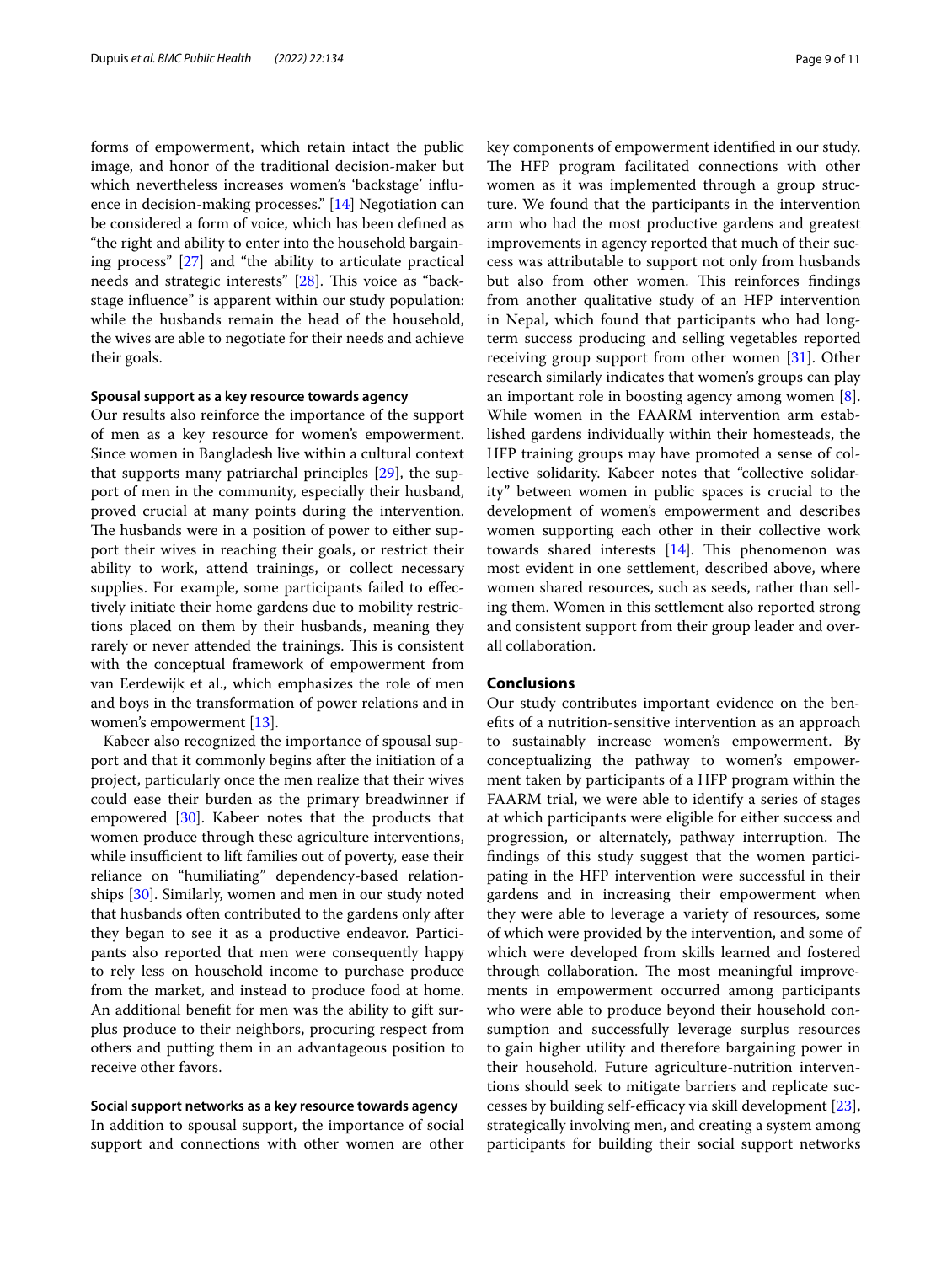forms of empowerment, which retain intact the public image, and honor of the traditional decision-maker but which nevertheless increases women's 'backstage' influence in decision-making processes." [14] Negotiation can be considered a form of voice, which has been defined as "the right and ability to enter into the household bargaining process" [27] and "the ability to articulate practical needs and strategic interests" [28]. This voice as "backstage influence" is apparent within our study population: while the husbands remain the head of the household, the wives are able to negotiate for their needs and achieve their goals.

#### Spousal support as a key resource towards agency

Our results also reinforce the importance of the support of men as a key resource for women's empowerment. Since women in Bangladesh live within a cultural context that supports many patriarchal principles [29], the support of men in the community, especially their husband, proved crucial at many points during the intervention. The husbands were in a position of power to either support their wives in reaching their goals, or restrict their ability to work, attend trainings, or collect necessary supplies. For example, some participants failed to effectively initiate their home gardens due to mobility restrictions placed on them by their husbands, meaning they rarely or never attended the trainings. This is consistent with the conceptual framework of empowerment from van Eerdewijk et al., which emphasizes the role of men and boys in the transformation of power relations and in women's empowerment [13].

Kabeer also recognized the importance of spousal support and that it commonly begins after the initiation of a project, particularly once the men realize that their wives could ease their burden as the primary breadwinner if empowered [30]. Kabeer notes that the products that women produce through these agriculture interventions, while insufficient to lift families out of poverty, ease their reliance on "humiliating" dependency-based relationships [30]. Similarly, women and men in our study noted that husbands often contributed to the gardens only after they began to see it as a productive endeavor. Participants also reported that men were consequently happy to rely less on household income to purchase produce from the market, and instead to produce food at home. An additional benefit for men was the ability to gift surplus produce to their neighbors, procuring respect from others and putting them in an advantageous position to receive other favors.

#### Social support networks as a key resource towards agency

In addition to spousal support, the importance of social support and connections with other women are other key components of empowerment identified in our study. The HFP program facilitated connections with other women as it was implemented through a group structure. We found that the participants in the intervention arm who had the most productive gardens and greatest improvements in agency reported that much of their success was attributable to support not only from husbands but also from other women. This reinforces findings from another qualitative study of an HFP intervention in Nepal, which found that participants who had long-term success producing and selling vegetables reported receiving group support from other women [31]. Other research similarly indicates that women's groups can play an important role in boosting agency among women [8]. While women in the FAARM intervention arm established gardens individually within their homesteads, the HFP training groups may have promoted a sense of collective solidarity. Kabeer notes that "collective solidarity" between women in public spaces is crucial to the development of women's empowerment and describes women supporting each other in their collective work towards shared interests [14]. This phenomenon was most evident in one settlement, described above, where women shared resources, such as seeds, rather than selling them. Women in this settlement also reported strong and consistent support from their group leader and overall collaboration.

## Conclusions

Our study contributes important evidence on the benefits of a nutrition-sensitive intervention as an approach to sustainably increase women's empowerment. By conceptualizing the pathway to women's empowerment taken by participants of a HFP program within the FAARM trial, we were able to identify a series of stages at which participants were eligible for either success and progression, or alternately, pathway interruption. The findings of this study suggest that the women participating in the HFP intervention were successful in their gardens and in increasing their empowerment when they were able to leverage a variety of resources, some of which were provided by the intervention, and some of which were developed from skills learned and fostered through collaboration. The most meaningful improvements in empowerment occurred among participants who were able to produce beyond their household consumption and successfully leverage surplus resources to gain higher utility and therefore bargaining power in their household. Future agriculture-nutrition interventions should seek to mitigate barriers and replicate successes by building self-efficacy via skill development [23], strategically involving men, and creating a system among participants for building their social support networks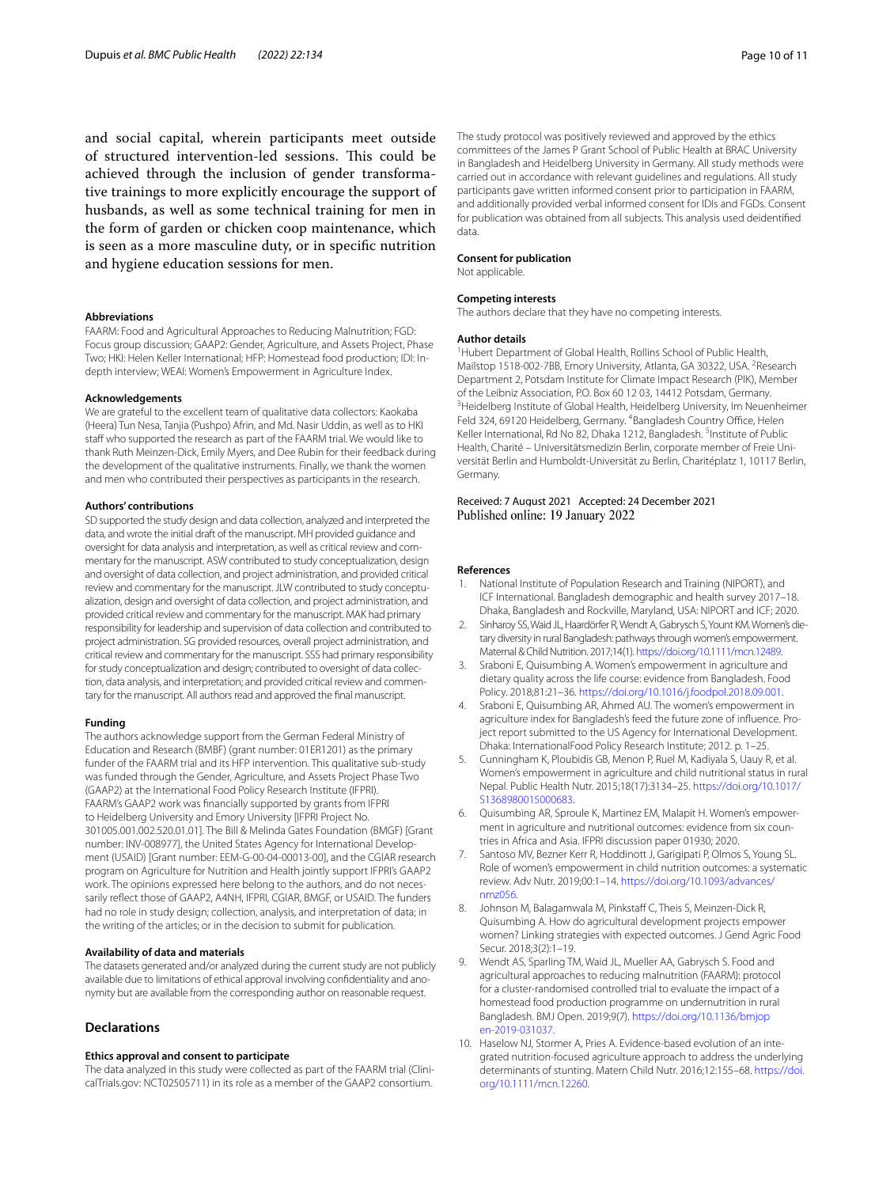and social capital, wherein participants meet outside of structured intervention-led sessions. This could be achieved through the inclusion of gender transformative trainings to more explicitly encourage the support of husbands, as well as some technical training for men in the form of garden or chicken coop maintenance, which is seen as a more masculine duty, or in specific nutrition and hygiene education sessions for men.

#### Abbreviations
FAARM: Food and Agricultural Approaches to Reducing Malnutrition; FGD: Focus group discussion; GAAP2: Gender, Agriculture, and Assets Project, Phase Two; HKI: Helen Keller International; HFP: Homestead food production; IDI: In-depth interview; WEAI: Women's Empowerment in Agriculture Index.

#### Acknowledgements
We are grateful to the excellent team of qualitative data collectors: Kaokaba (Heera) Tun Nesa, Tanjia (Pushpo) Afrin, and Md. Nasir Uddin, as well as to HKI staff who supported the research as part of the FAARM trial. We would like to thank Ruth Meinzen-Dick, Emily Myers, and Dee Rubin for their feedback during the development of the qualitative instruments. Finally, we thank the women and men who contributed their perspectives as participants in the research.

#### Authors' contributions
SD supported the study design and data collection, analyzed and interpreted the data, and wrote the initial draft of the manuscript. MH provided guidance and oversight for data analysis and interpretation, as well as critical review and commentary for the manuscript. ASW contributed to study conceptualization, design and oversight of data collection, and project administration, and provided critical review and commentary for the manuscript. JLW contributed to study conceptualization, design and oversight of data collection, and project administration, and provided critical review and commentary for the manuscript. MAK had primary responsibility for leadership and supervision of data collection and contributed to project administration. SG provided resources, overall project administration, and critical review and commentary for the manuscript. SSS had primary responsibility for study conceptualization and design; contributed to oversight of data collection, data analysis, and interpretation; and provided critical review and commentary for the manuscript. All authors read and approved the final manuscript.

#### Funding
The authors acknowledge support from the German Federal Ministry of Education and Research (BMBF) (grant number: 01ER1201) as the primary funder of the FAARM trial and its HFP intervention. This qualitative sub-study was funded through the Gender, Agriculture, and Assets Project Phase Two (GAAP2) at the International Food Policy Research Institute (IFPRI). FAARM's GAAP2 work was financially supported by grants from IFPRI to Heidelberg University and Emory University [IFPRI Project No. 301005.001.002.520.01.01]. The Bill & Melinda Gates Foundation (BMGF) [Grant number: INV-008977], the United States Agency for International Development (USAID) [Grant number: EEM-G-00-04-00013-00], and the CGIAR research program on Agriculture for Nutrition and Health jointly support IFPRI's GAAP2 work. The opinions expressed here belong to the authors, and do not necessarily reflect those of GAAP2, A4NH, IFPRI, CGIAR, BMGF, or USAID. The funders had no role in study design; collection, analysis, and interpretation of data; in the writing of the articles; or in the decision to submit for publication.

#### Availability of data and materials
The datasets generated and/or analyzed during the current study are not publicly available due to limitations of ethical approval involving confidentiality and anonymity but are available from the corresponding author on reasonable request.

### Declarations

#### Ethics approval and consent to participate
The data analyzed in this study were collected as part of the FAARM trial (ClinicalTrials.gov: NCT02505711) in its role as a member of the GAAP2 consortium. The study protocol was positively reviewed and approved by the ethics committees of the James P Grant School of Public Health at BRAC University in Bangladesh and Heidelberg University in Germany. All study methods were carried out in accordance with relevant guidelines and regulations. All study participants gave written informed consent prior to participation in FAARM, and additionally provided verbal informed consent for IDIs and FGDs. Consent for publication was obtained from all subjects. This analysis used deidentified data.

#### Consent for publication
Not applicable.

#### Competing interests
The authors declare that they have no competing interests.

#### Author details
[1]Hubert Department of Global Health, Rollins School of Public Health, Mailstop 1518-002-7BB, Emory University, Atlanta, GA 30322, USA. [2]Research Department 2, Potsdam Institute for Climate Impact Research (PIK), Member of the Leibniz Association, P.O. Box 60 12 03, 14412 Potsdam, Germany. [3]Heidelberg Institute of Global Health, Heidelberg University, Im Neuenheimer Feld 324, 69120 Heidelberg, Germany. [4]Bangladesh Country Office, Helen Keller International, Rd No 82, Dhaka 1212, Bangladesh. [5]Institute of Public Health, Charité – Universitätsmedizin Berlin, corporate member of Freie Universität Berlin and Humboldt-Universität zu Berlin, Charitéplatz 1, 10117 Berlin, Germany.

Received: 7 August 2021 Accepted: 24 December 2021
Published online: 19 January 2022

#### References
1. National Institute of Population Research and Training (NIPORT), and ICF International. Bangladesh demographic and health survey 2017–18. Dhaka, Bangladesh and Rockville, Maryland, USA: NIPORT and ICF; 2020.
2. Sinharoy SS, Waid JL, Haardörfer R, Wendt A, Gabrysch S, Yount KM. Women's dietary diversity in rural Bangladesh: pathways through women's empowerment. Maternal & Child Nutrition. 2017;14(1). https://doi.org/10.1111/mcn.12489.
3. Sraboni E, Quisumbing A. Women's empowerment in agriculture and dietary quality across the life course: evidence from Bangladesh. Food Policy. 2018;81:21–36. https://doi.org/10.1016/j.foodpol.2018.09.001.
4. Sraboni E, Quisumbing AR, Ahmed AU. The women's empowerment in agriculture index for Bangladesh's feed the future zone of influence. Project report submitted to the US Agency for International Development. Dhaka: InternationalFood Policy Research Institute; 2012. p. 1–25.
5. Cunningham K, Ploubidis GB, Menon P, Ruel M, Kadiyala S, Uauy R, et al. Women's empowerment in agriculture and child nutritional status in rural Nepal. Public Health Nutr. 2015;18(17):3134–25. https://doi.org/10.1017/S1368980015000683.
6. Quisumbing AR, Sproule K, Martinez EM, Malapit H. Women's empowerment in agriculture and nutritional outcomes: evidence from six countries in Africa and Asia. IFPRI discussion paper 01930; 2020.
7. Santoso MV, Bezner Kerr R, Hoddinott J, Garigipati P, Olmos S, Young SL. Role of women's empowerment in child nutrition outcomes: a systematic review. Adv Nutr. 2019;00:1–14. https://doi.org/10.1093/advances/nmz056.
8. Johnson M, Balagamwala M, Pinkstaff C, Theis S, Meinzen-Dick R, Quisumbing A. How do agricultural development projects empower women? Linking strategies with expected outcomes. J Gend Agric Food Secur. 2018;3(2):1–19.
9. Wendt AS, Sparling TM, Waid JL, Mueller AA, Gabrysch S. Food and agricultural approaches to reducing malnutrition (FAARM): protocol for a cluster-randomised controlled trial to evaluate the impact of a homestead food production programme on undernutrition in rural Bangladesh. BMJ Open. 2019;9(7). https://doi.org/10.1136/bmjopen-2019-031037.
10. Haselow NJ, Stormer A, Pries A. Evidence-based evolution of an integrated nutrition-focused agriculture approach to address the underlying determinants of stunting. Matern Child Nutr. 2016;12:155–68. https://doi.org/10.1111/mcn.12260.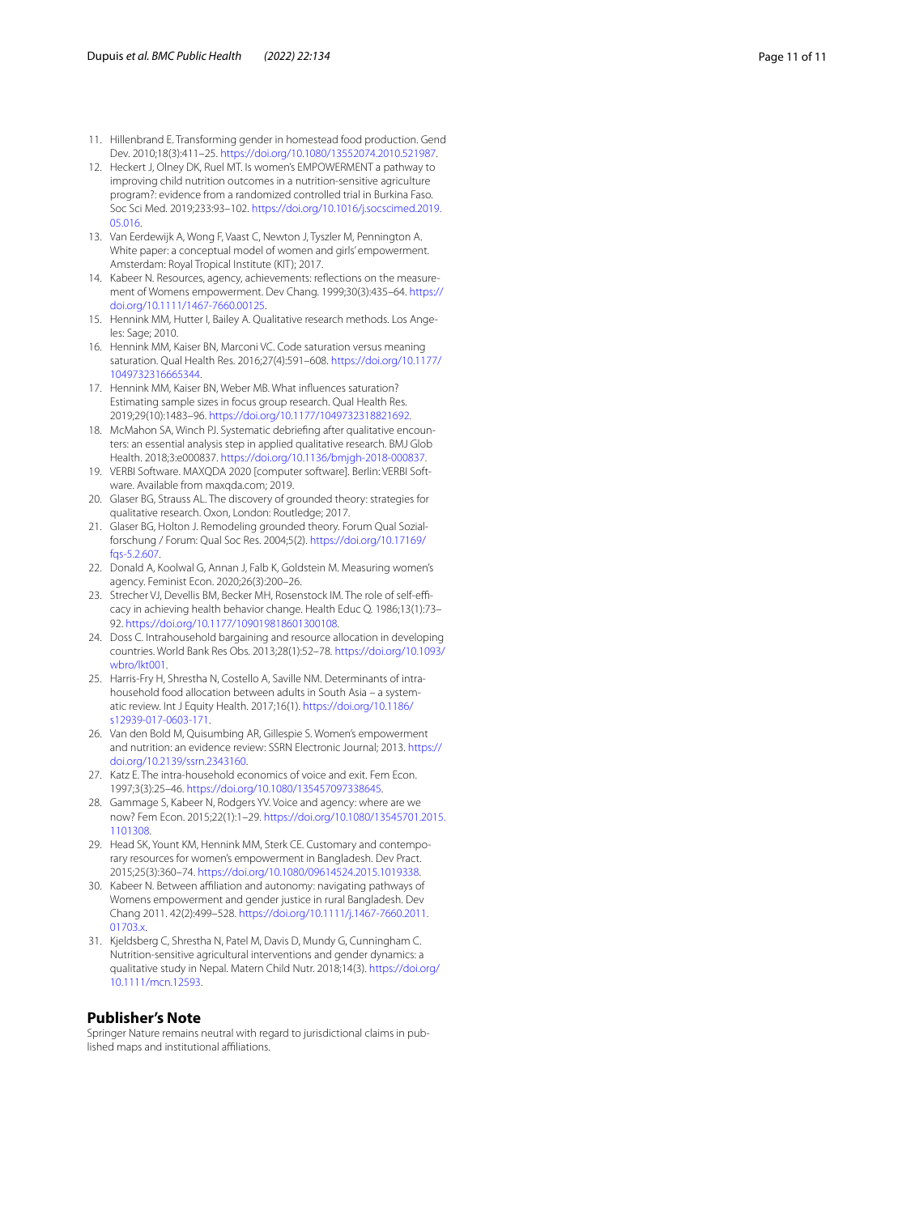11. Hillenbrand E. Transforming gender in homestead food production. Gend Dev. 2010;18(3):411–25. https://doi.org/10.1080/13552074.2010.521987.
12. Heckert J, Olney DK, Ruel MT. Is women's EMPOWERMENT a pathway to improving child nutrition outcomes in a nutrition-sensitive agriculture program?: evidence from a randomized controlled trial in Burkina Faso. Soc Sci Med. 2019;233:93–102. https://doi.org/10.1016/j.socscimed.2019.05.016.
13. Van Eerdewijk A, Wong F, Vaast C, Newton J, Tyszler M, Pennington A. White paper: a conceptual model of women and girls' empowerment. Amsterdam: Royal Tropical Institute (KIT); 2017.
14. Kabeer N. Resources, agency, achievements: reflections on the measurement of Womens empowerment. Dev Chang. 1999;30(3):435–64. https://doi.org/10.1111/1467-7660.00125.
15. Hennink MM, Hutter I, Bailey A. Qualitative research methods. Los Angeles: Sage; 2010.
16. Hennink MM, Kaiser BN, Marconi VC. Code saturation versus meaning saturation. Qual Health Res. 2016;27(4):591–608. https://doi.org/10.1177/1049732316665344.
17. Hennink MM, Kaiser BN, Weber MB. What influences saturation? Estimating sample sizes in focus group research. Qual Health Res. 2019;29(10):1483–96. https://doi.org/10.1177/1049732318821692.
18. McMahon SA, Winch PJ. Systematic debriefing after qualitative encounters: an essential analysis step in applied qualitative research. BMJ Glob Health. 2018;3:e000837. https://doi.org/10.1136/bmjgh-2018-000837.
19. VERBI Software. MAXQDA 2020 [computer software]. Berlin: VERBI Software. Available from maxqda.com; 2019.
20. Glaser BG, Strauss AL. The discovery of grounded theory: strategies for qualitative research. Oxon, London: Routledge; 2017.
21. Glaser BG, Holton J. Remodeling grounded theory. Forum Qual Sozialforschung / Forum: Qual Soc Res. 2004;5(2). https://doi.org/10.17169/fqs-5.2.607.
22. Donald A, Koolwal G, Annan J, Falb K, Goldstein M. Measuring women's agency. Feminist Econ. 2020;26(3):200–26.
23. Strecher VJ, Devellis BM, Becker MH, Rosenstock IM. The role of self-efficacy in achieving health behavior change. Health Educ Q. 1986;13(1):73–92. https://doi.org/10.1177/109019818601300108.
24. Doss C. Intrahousehold bargaining and resource allocation in developing countries. World Bank Res Obs. 2013;28(1):52–78. https://doi.org/10.1093/wbro/lkt001.
25. Harris-Fry H, Shrestha N, Costello A, Saville NM. Determinants of intra-household food allocation between adults in South Asia – a systematic review. Int J Equity Health. 2017;16(1). https://doi.org/10.1186/s12939-017-0603-171.
26. Van den Bold M, Quisumbing AR, Gillespie S. Women's empowerment and nutrition: an evidence review: SSRN Electronic Journal; 2013. https://doi.org/10.2139/ssrn.2343160.
27. Katz E. The intra-household economics of voice and exit. Fem Econ. 1997;3(3):25–46. https://doi.org/10.1080/135457097338645.
28. Gammage S, Kabeer N, Rodgers YV. Voice and agency: where are we now? Fem Econ. 2015;22(1):1–29. https://doi.org/10.1080/13545701.2015.1101308.
29. Head SK, Yount KM, Hennink MM, Sterk CE. Customary and contemporary resources for women's empowerment in Bangladesh. Dev Pract. 2015;25(3):360–74. https://doi.org/10.1080/09614524.2015.1019338.
30. Kabeer N. Between affiliation and autonomy: navigating pathways of Womens empowerment and gender justice in rural Bangladesh. Dev Chang 2011. 42(2):499–528. https://doi.org/10.1111/j.1467-7660.2011.01703.x.
31. Kjeldsberg C, Shrestha N, Patel M, Davis D, Mundy G, Cunningham C. Nutrition-sensitive agricultural interventions and gender dynamics: a qualitative study in Nepal. Matern Child Nutr. 2018;14(3). https://doi.org/10.1111/mcn.12593.

## Publisher's Note

Springer Nature remains neutral with regard to jurisdictional claims in published maps and institutional affiliations.